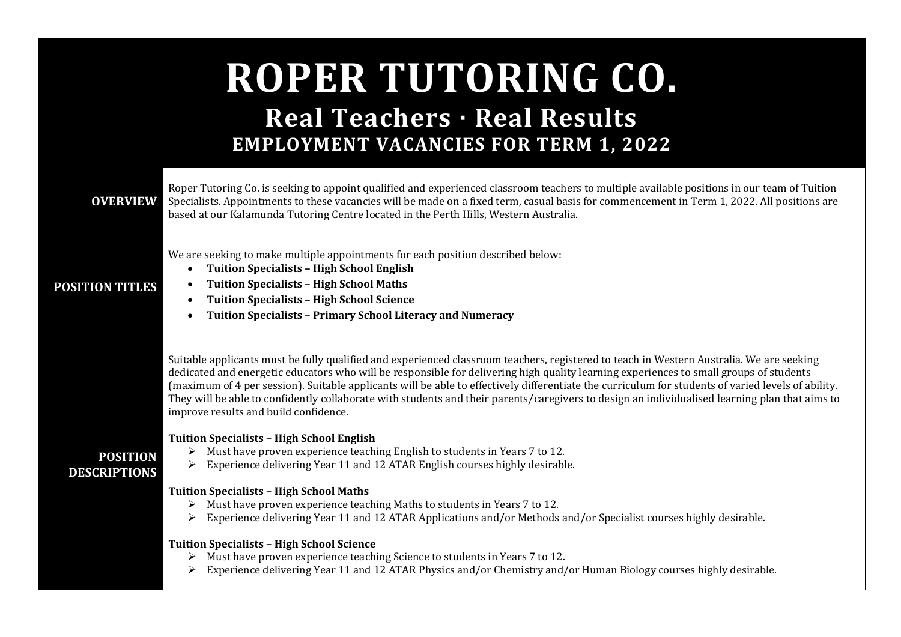# ROPER TUTORING CO.

## Real Teachers · Real Results

### EMPLOYMENT VACANCIES FOR TERM 1, 2022

**OVERVIEW**

Roper Tutoring Co. is seeking to appoint qualified and experienced classroom teachers to multiple available positions in our team of Tuition Specialists. Appointments to these vacancies will be made on a fixed term, casual basis for commencement in Term 1, 2022. All positions are based at our Kalamunda Tutoring Centre located in the Perth Hills, Western Australia.

**POSITION TITLES**

We are seeking to make multiple appointments for each position described below:

- **Tuition Specialists – High School English**
- **Tuition Specialists – High School Maths**
- **Tuition Specialists – High School Science**
- **Tuition Specialists – Primary School Literacy and Numeracy**

**POSITION DESCRIPTIONS**

Suitable applicants must be fully qualified and experienced classroom teachers, registered to teach in Western Australia. We are seeking dedicated and energetic educators who will be responsible for delivering high quality learning experiences to small groups of students (maximum of 4 per session). Suitable applicants will be able to effectively differentiate the curriculum for students of varied levels of ability. They will be able to confidently collaborate with students and their parents/caregivers to design an individualised learning plan that aims to improve results and build confidence.

**Tuition Specialists – High School English**

- Must have proven experience teaching English to students in Years 7 to 12.
- Experience delivering Year 11 and 12 ATAR English courses highly desirable.

**Tuition Specialists – High School Maths**

- Must have proven experience teaching Maths to students in Years 7 to 12.
- Experience delivering Year 11 and 12 ATAR Applications and/or Methods and/or Specialist courses highly desirable.

**Tuition Specialists – High School Science**

- Must have proven experience teaching Science to students in Years 7 to 12.
- Experience delivering Year 11 and 12 ATAR Physics and/or Chemistry and/or Human Biology courses highly desirable.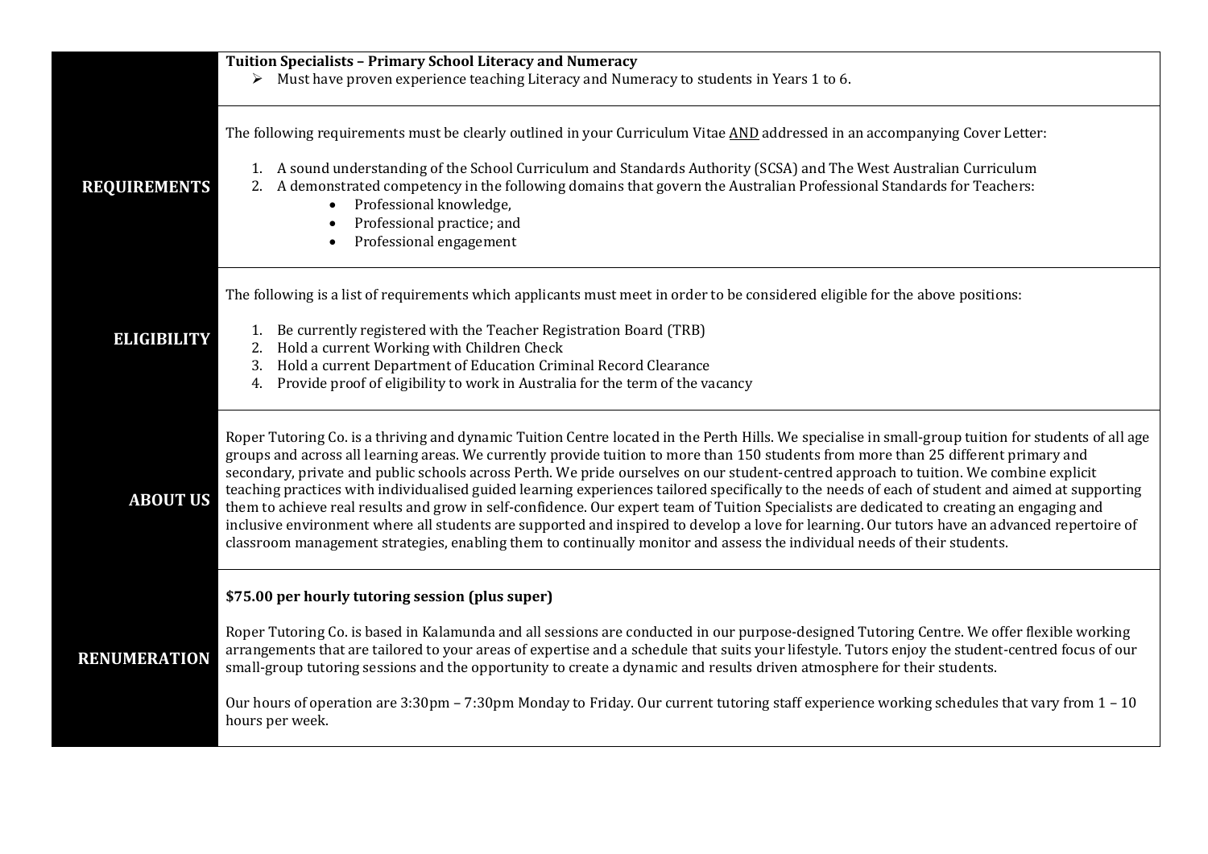| | |
|---|---|
| | **Tuition Specialists – Primary School Literacy and Numeracy**<br>➢ Must have proven experience teaching Literacy and Numeracy to students in Years 1 to 6. |
| **REQUIREMENTS** | The following requirements must be clearly outlined in your Curriculum Vitae AND addressed in an accompanying Cover Letter:<br><br>1. A sound understanding of the School Curriculum and Standards Authority (SCSA) and The West Australian Curriculum<br>2. A demonstrated competency in the following domains that govern the Australian Professional Standards for Teachers:<br>• Professional knowledge,<br>• Professional practice; and<br>• Professional engagement |
| **ELIGIBILITY** | The following is a list of requirements which applicants must meet in order to be considered eligible for the above positions:<br><br>1. Be currently registered with the Teacher Registration Board (TRB)<br>2. Hold a current Working with Children Check<br>3. Hold a current Department of Education Criminal Record Clearance<br>4. Provide proof of eligibility to work in Australia for the term of the vacancy |
| **ABOUT US** | Roper Tutoring Co. is a thriving and dynamic Tuition Centre located in the Perth Hills. We specialise in small-group tuition for students of all age groups and across all learning areas. We currently provide tuition to more than 150 students from more than 25 different primary and secondary, private and public schools across Perth. We pride ourselves on our student-centred approach to tuition. We combine explicit teaching practices with individualised guided learning experiences tailored specifically to the needs of each of student and aimed at supporting them to achieve real results and grow in self-confidence. Our expert team of Tuition Specialists are dedicated to creating an engaging and inclusive environment where all students are supported and inspired to develop a love for learning. Our tutors have an advanced repertoire of classroom management strategies, enabling them to continually monitor and assess the individual needs of their students. |
| **RENUMERATION** | **$75.00 per hourly tutoring session (plus super)**<br><br>Roper Tutoring Co. is based in Kalamunda and all sessions are conducted in our purpose-designed Tutoring Centre. We offer flexible working arrangements that are tailored to your areas of expertise and a schedule that suits your lifestyle. Tutors enjoy the student-centred focus of our small-group tutoring sessions and the opportunity to create a dynamic and results driven atmosphere for their students.<br><br>Our hours of operation are 3:30pm – 7:30pm Monday to Friday. Our current tutoring staff experience working schedules that vary from 1 – 10 hours per week. |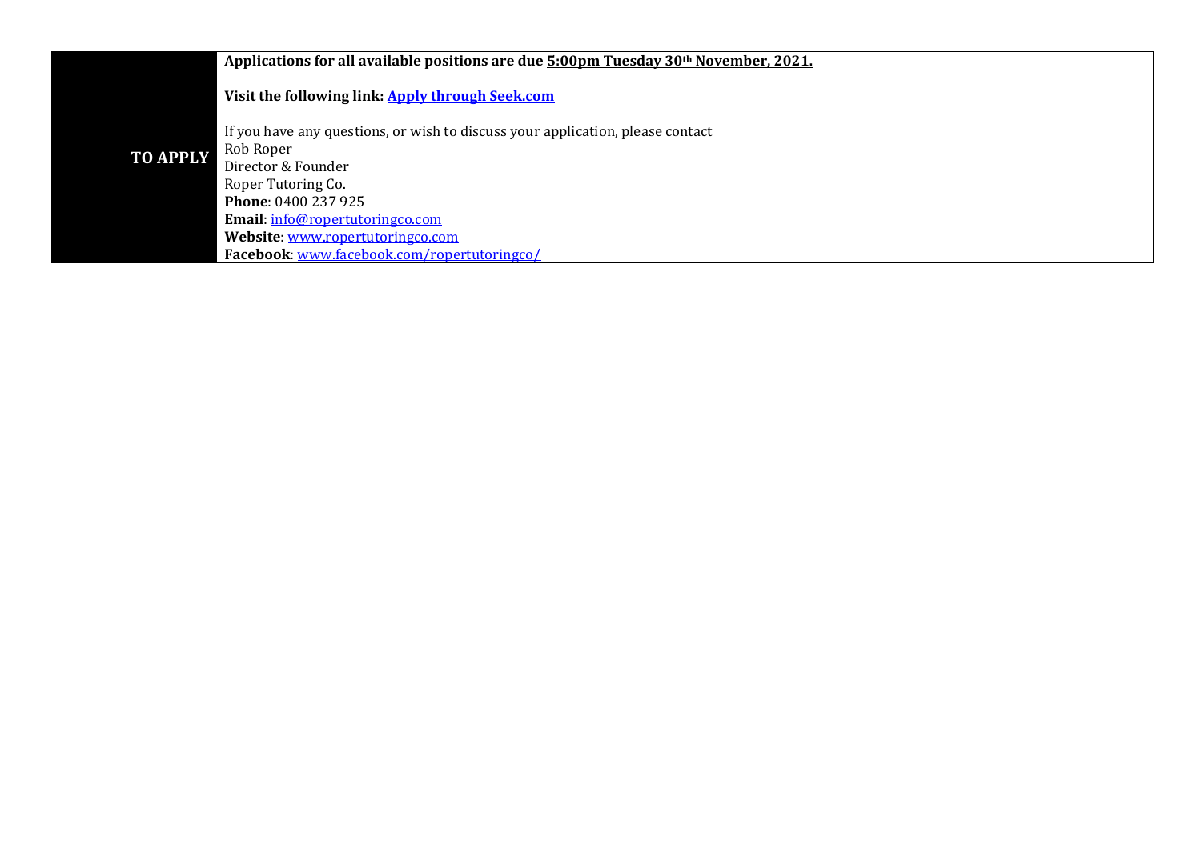| | |
|---|---|
| **TO APPLY** | **Applications for all available positions are due 5:00pm Tuesday 30th November, 2021.**<br><br>**Visit the following link: Apply through Seek.com**<br><br>If you have any questions, or wish to discuss your application, please contact<br>Rob Roper<br>Director & Founder<br>Roper Tutoring Co.<br>**Phone**: 0400 237 925<br>**Email**: info@ropertutoringco.com<br>**Website**: www.ropertutoringco.com<br>**Facebook**: www.facebook.com/ropertutoringco/ |